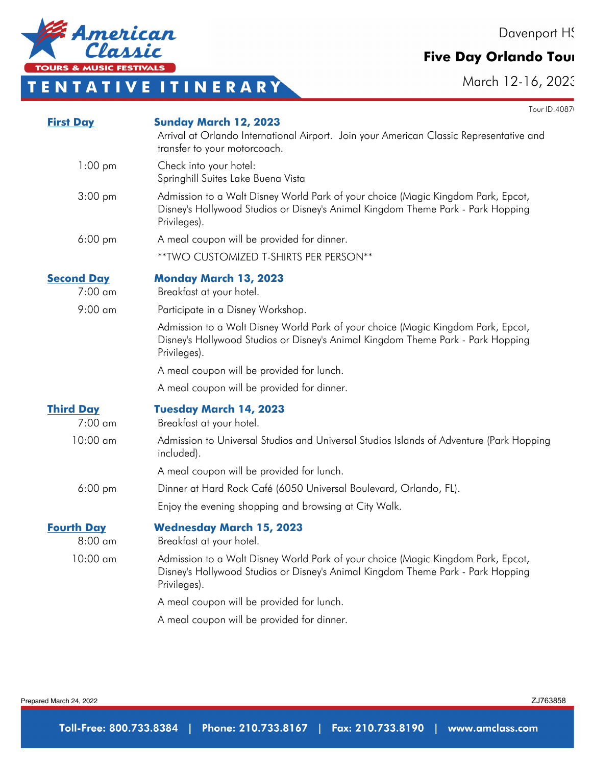# American Classic Tours & Music Festivals

## TENTATIVE ITINERARY

Davenport HS

**Five Day Orlando Tour**

March 12-16, 2023

Tour ID:4087

**First Day** — **Sunday March 12, 2023**

Arrival at Orlando International Airport. Join your American Classic Representative and transfer to your motorcoach.

| | |
|---|---|
| 1:00 pm | Check into your hotel: Springhill Suites Lake Buena Vista |
| 3:00 pm | Admission to a Walt Disney World Park of your choice (Magic Kingdom Park, Epcot, Disney's Hollywood Studios or Disney's Animal Kingdom Theme Park - Park Hopping Privileges). |
| 6:00 pm | A meal coupon will be provided for dinner. |
| | **TWO CUSTOMIZED T-SHIRTS PER PERSON** |

**Second Day** — **Monday March 13, 2023**

| | |
|---|---|
| 7:00 am | Breakfast at your hotel. |
| 9:00 am | Participate in a Disney Workshop. |
| | Admission to a Walt Disney World Park of your choice (Magic Kingdom Park, Epcot, Disney's Hollywood Studios or Disney's Animal Kingdom Theme Park - Park Hopping Privileges). |
| | A meal coupon will be provided for lunch. |
| | A meal coupon will be provided for dinner. |

**Third Day** — **Tuesday March 14, 2023**

| | |
|---|---|
| 7:00 am | Breakfast at your hotel. |
| 10:00 am | Admission to Universal Studios and Universal Studios Islands of Adventure (Park Hopping included). |
| | A meal coupon will be provided for lunch. |
| 6:00 pm | Dinner at Hard Rock Café (6050 Universal Boulevard, Orlando, FL). |
| | Enjoy the evening shopping and browsing at City Walk. |

**Fourth Day** — **Wednesday March 15, 2023**

| | |
|---|---|
| 8:00 am | Breakfast at your hotel. |
| 10:00 am | Admission to a Walt Disney World Park of your choice (Magic Kingdom Park, Epcot, Disney's Hollywood Studios or Disney's Animal Kingdom Theme Park - Park Hopping Privileges). |
| | A meal coupon will be provided for lunch. |
| | A meal coupon will be provided for dinner. |

Prepared March 24, 2022 ZJ763858

**Toll-Free: 800.733.8384 | Phone: 210.733.8167 | Fax: 210.733.8190 | www.amclass.com**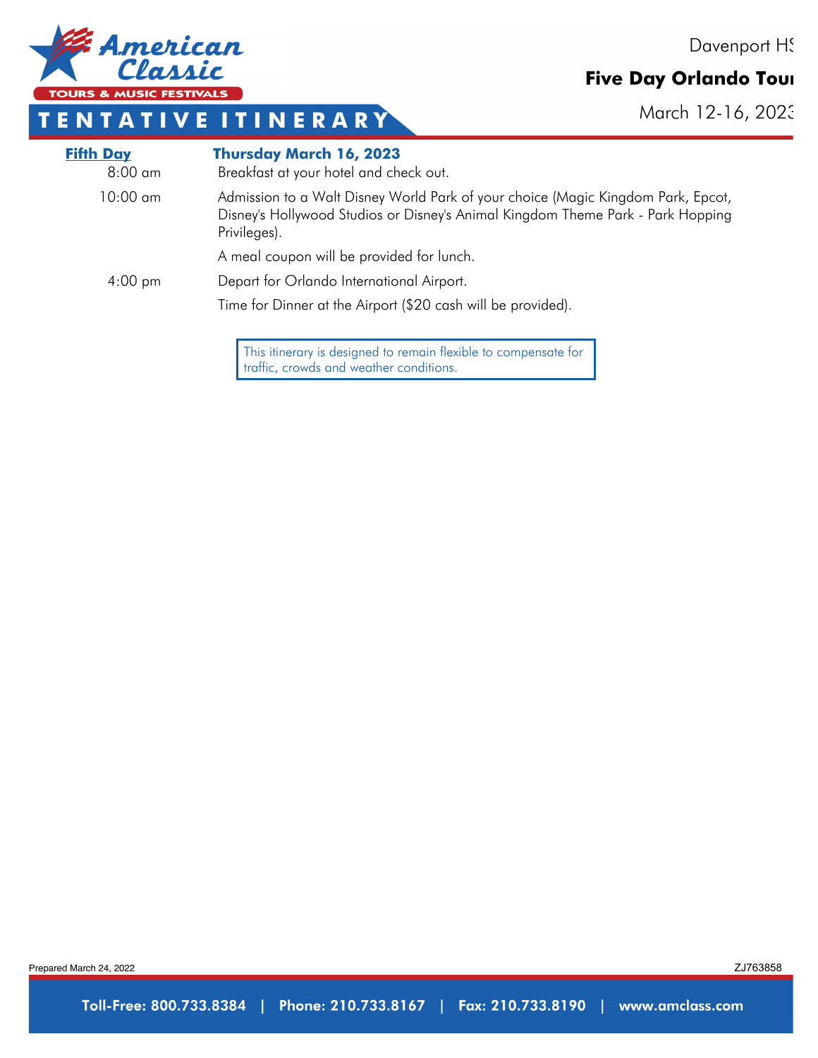Davenport HS

**Five Day Orlando Tour**

March 12-16, 2023

# TENTATIVE ITINERARY

**Fifth Day** **Thursday March 16, 2023**

| | |
|---|---|
| 8:00 am | Breakfast at your hotel and check out. |
| 10:00 am | Admission to a Walt Disney World Park of your choice (Magic Kingdom Park, Epcot, Disney's Hollywood Studios or Disney's Animal Kingdom Theme Park - Park Hopping Privileges). |
| | A meal coupon will be provided for lunch. |
| 4:00 pm | Depart for Orlando International Airport. |
| | Time for Dinner at the Airport ($20 cash will be provided). |

This itinerary is designed to remain flexible to compensate for traffic, crowds and weather conditions.

Prepared March 24, 2022

ZJ763858

Toll-Free: 800.733.8384 | Phone: 210.733.8167 | Fax: 210.733.8190 | www.amclass.com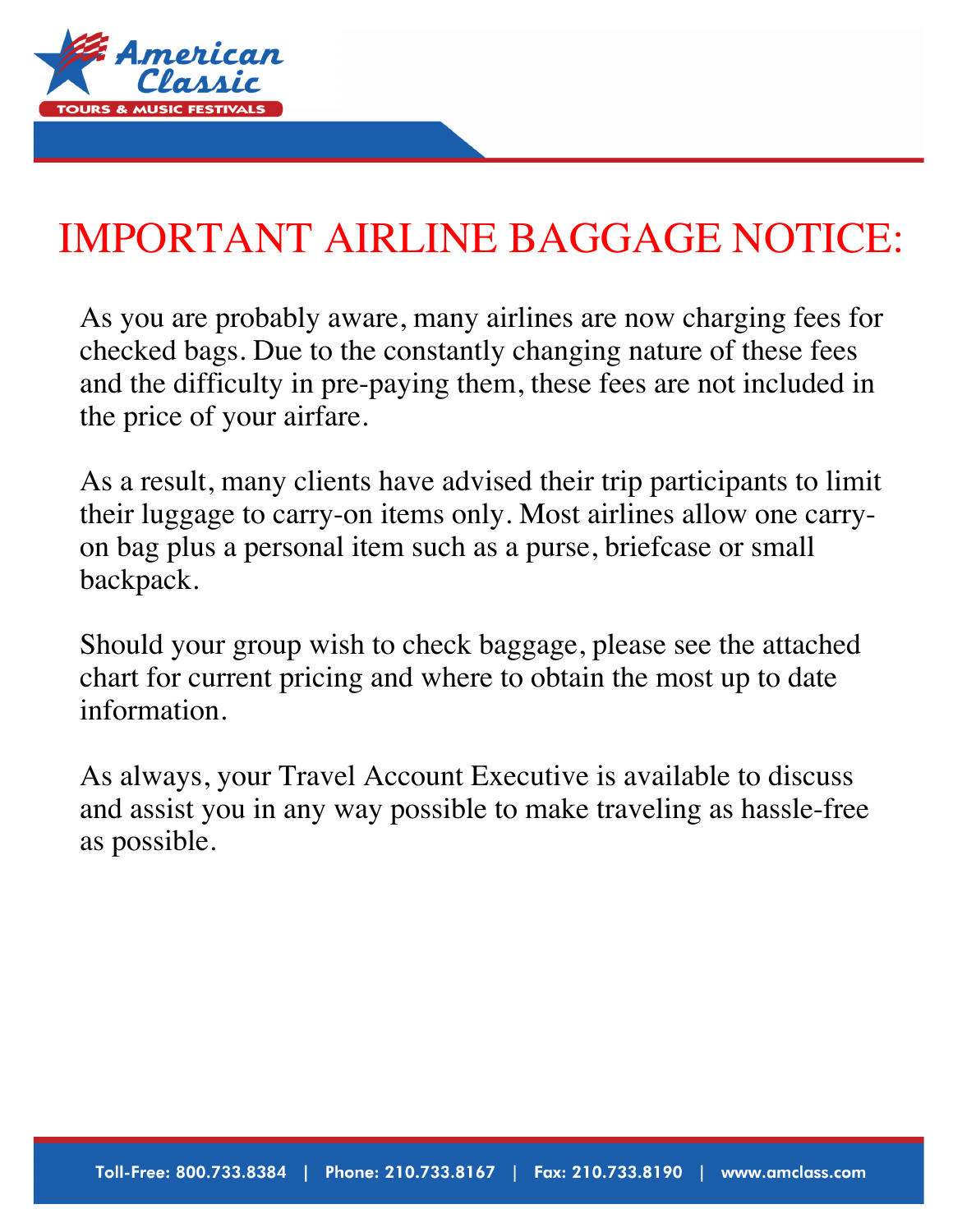# IMPORTANT AIRLINE BAGGAGE NOTICE:

As you are probably aware, many airlines are now charging fees for checked bags. Due to the constantly changing nature of these fees and the difficulty in pre-paying them, these fees are not included in the price of your airfare.

As a result, many clients have advised their trip participants to limit their luggage to carry-on items only. Most airlines allow one carry-on bag plus a personal item such as a purse, briefcase or small backpack.

Should your group wish to check baggage, please see the attached chart for current pricing and where to obtain the most up to date information.

As always, your Travel Account Executive is available to discuss and assist you in any way possible to make traveling as hassle-free as possible.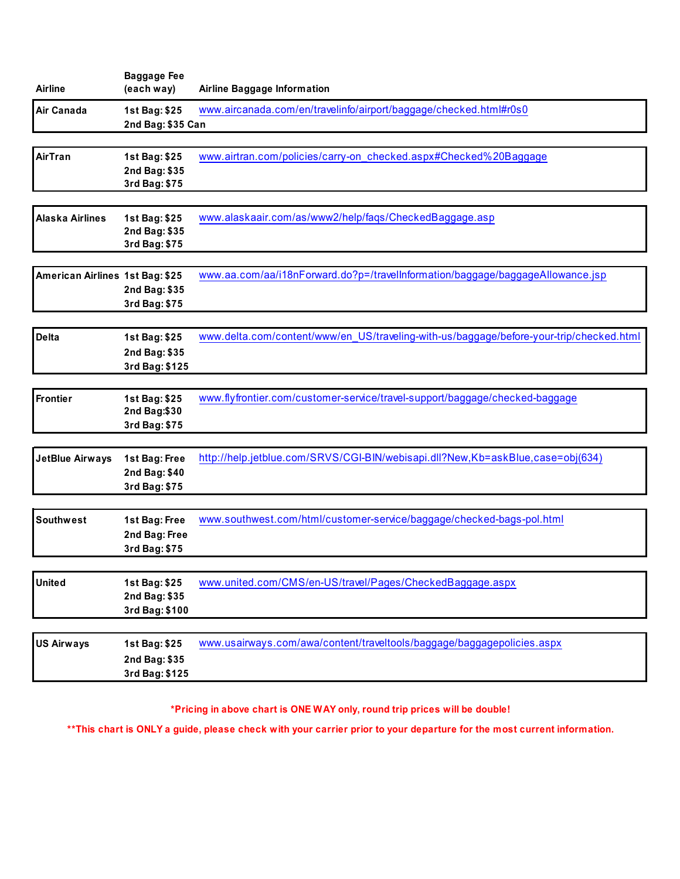| Airline | Baggage Fee (each way) | Airline Baggage Information |
| --- | --- | --- |
| Air Canada | 1st Bag: $25<br>2nd Bag: $35 Can | www.aircanada.com/en/travelinfo/airport/baggage/checked.html#r0s0 |
| AirTran | 1st Bag: $25<br>2nd Bag: $35<br>3rd Bag: $75 | www.airtran.com/policies/carry-on_checked.aspx#Checked%20Baggage |
| Alaska Airlines | 1st Bag: $25<br>2nd Bag: $35<br>3rd Bag: $75 | www.alaskaair.com/as/www2/help/faqs/CheckedBaggage.asp |
| American Airlines | 1st Bag: $25<br>2nd Bag: $35<br>3rd Bag: $75 | www.aa.com/aa/i18nForward.do?p=/travelInformation/baggage/baggageAllowance.jsp |
| Delta | 1st Bag: $25<br>2nd Bag: $35<br>3rd Bag: $125 | www.delta.com/content/www/en_US/traveling-with-us/baggage/before-your-trip/checked.html |
| Frontier | 1st Bag: $25<br>2nd Bag:$30<br>3rd Bag: $75 | www.flyfrontier.com/customer-service/travel-support/baggage/checked-baggage |
| JetBlue Airways | 1st Bag: Free<br>2nd Bag: $40<br>3rd Bag: $75 | http://help.jetblue.com/SRVS/CGI-BIN/webisapi.dll?New,Kb=askBlue,case=obj(634) |
| Southwest | 1st Bag: Free<br>2nd Bag: Free<br>3rd Bag: $75 | www.southwest.com/html/customer-service/baggage/checked-bags-pol.html |
| United | 1st Bag: $25<br>2nd Bag: $35<br>3rd Bag: $100 | www.united.com/CMS/en-US/travel/Pages/CheckedBaggage.aspx |
| US Airways | 1st Bag: $25<br>2nd Bag: $35<br>3rd Bag: $125 | www.usairways.com/awa/content/traveltools/baggage/baggagepolicies.aspx |

**\*Pricing in above chart is ONE WAY only, round trip prices will be double!**

**\*\*This chart is ONLY a guide, please check with your carrier prior to your departure for the most current information.**